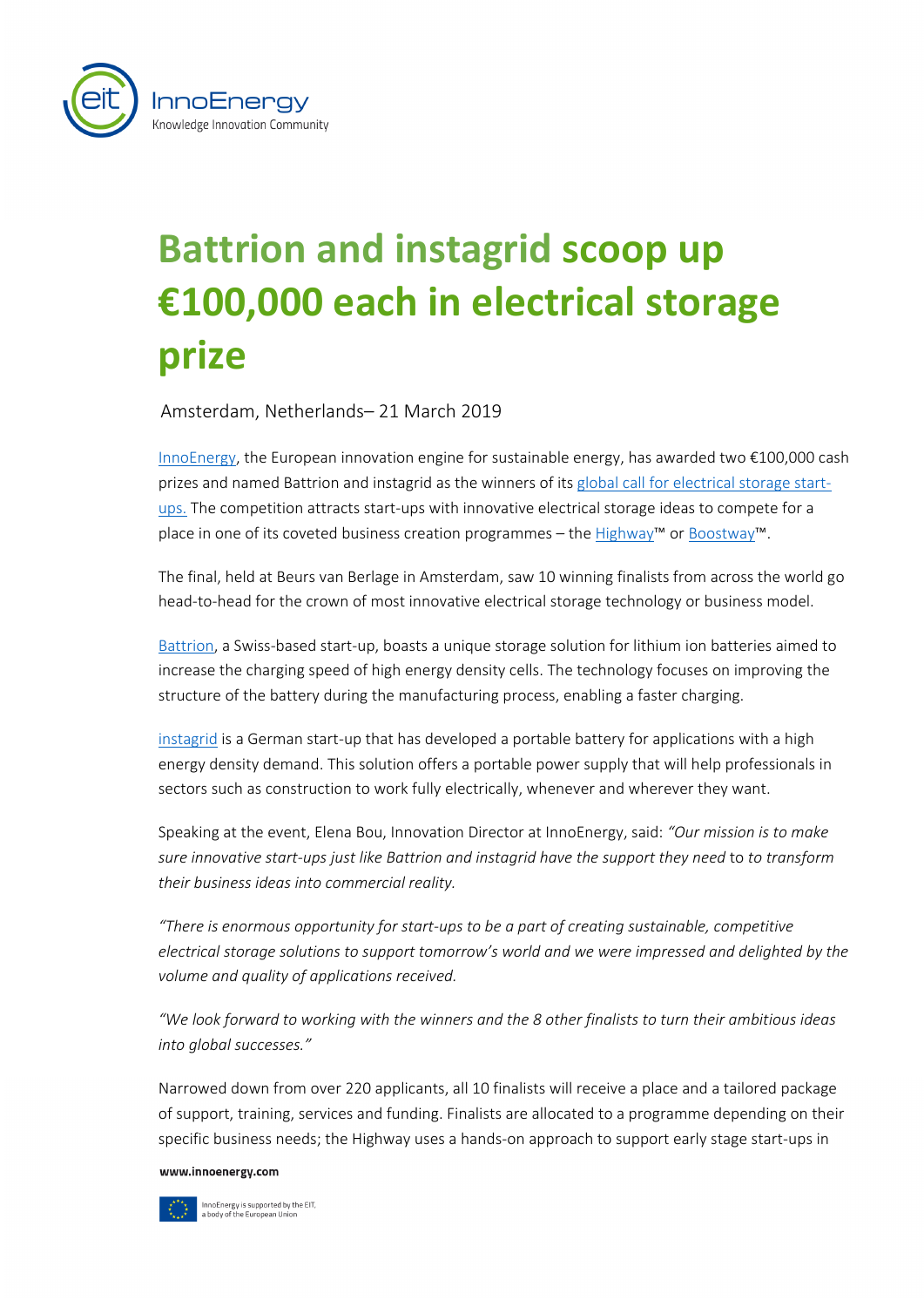# Battrion and instagrid scoop up €100,000 each in electrical storage prize

Amsterdam, Netherlands– 21 March 2019

InnoEnergy, the European innovation engine for sustainable energy, has awarded two €100,000 cash prizes and named Battrion and instagrid as the winners of its global call for electrical storage start-ups. The competition attracts start-ups with innovative electrical storage ideas to compete for a place in one of its coveted business creation programmes – the Highway™ or Boostway™.

The final, held at Beurs van Berlage in Amsterdam, saw 10 winning finalists from across the world go head-to-head for the crown of most innovative electrical storage technology or business model.

Battrion, a Swiss-based start-up, boasts a unique storage solution for lithium ion batteries aimed to increase the charging speed of high energy density cells. The technology focuses on improving the structure of the battery during the manufacturing process, enabling a faster charging.

instagrid is a German start-up that has developed a portable battery for applications with a high energy density demand. This solution offers a portable power supply that will help professionals in sectors such as construction to work fully electrically, whenever and wherever they want.

Speaking at the event, Elena Bou, Innovation Director at InnoEnergy, said: *"Our mission is to make sure innovative start-ups just like Battrion and instagrid have the support they need* to *to transform their business ideas into commercial reality.*

*"There is enormous opportunity for start-ups to be a part of creating sustainable, competitive electrical storage solutions to support tomorrow's world and we were impressed and delighted by the volume and quality of applications received.*

*"We look forward to working with the winners and the 8 other finalists to turn their ambitious ideas into global successes."*

Narrowed down from over 220 applicants, all 10 finalists will receive a place and a tailored package of support, training, services and funding. Finalists are allocated to a programme depending on their specific business needs; the Highway uses a hands-on approach to support early stage start-ups in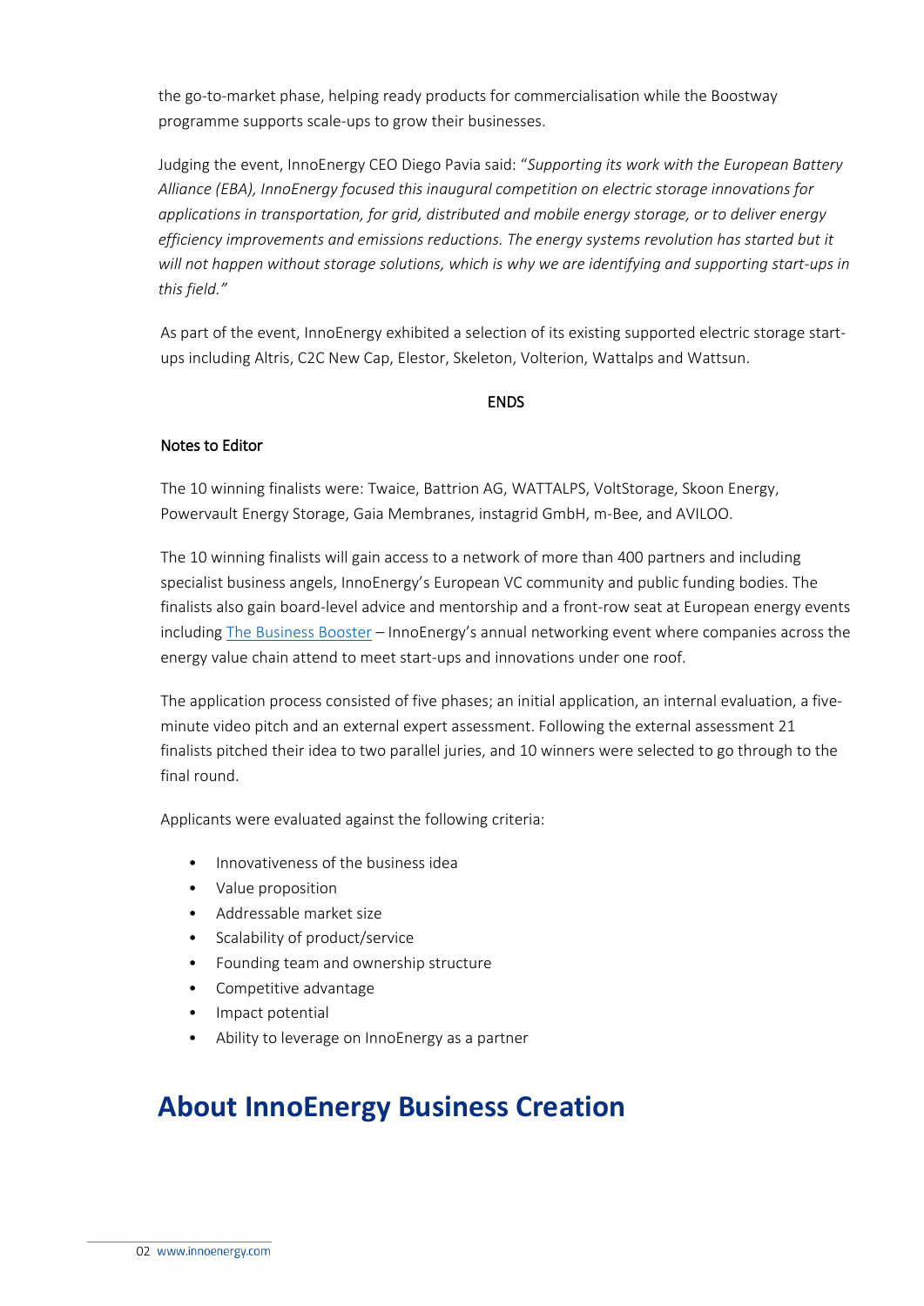the go-to-market phase, helping ready products for commercialisation while the Boostway programme supports scale-ups to grow their businesses.

Judging the event, InnoEnergy CEO Diego Pavia said: "*Supporting its work with the European Battery Alliance (EBA), InnoEnergy focused this inaugural competition on electric storage innovations for applications in transportation, for grid, distributed and mobile energy storage, or to deliver energy efficiency improvements and emissions reductions. The energy systems revolution has started but it will not happen without storage solutions, which is why we are identifying and supporting start-ups in this field.*"

As part of the event, InnoEnergy exhibited a selection of its existing supported electric storage start-ups including Altris, C2C New Cap, Elestor, Skeleton, Volterion, Wattalps and Wattsun.

ENDS

Notes to Editor

The 10 winning finalists were: Twaice, Battrion AG, WATTALPS, VoltStorage, Skoon Energy, Powervault Energy Storage, Gaia Membranes, instagrid GmbH, m-Bee, and AVILOO.

The 10 winning finalists will gain access to a network of more than 400 partners and including specialist business angels, InnoEnergy's European VC community and public funding bodies. The finalists also gain board-level advice and mentorship and a front-row seat at European energy events including The Business Booster – InnoEnergy's annual networking event where companies across the energy value chain attend to meet start-ups and innovations under one roof.

The application process consisted of five phases; an initial application, an internal evaluation, a five-minute video pitch and an external expert assessment. Following the external assessment 21 finalists pitched their idea to two parallel juries, and 10 winners were selected to go through to the final round.

Applicants were evaluated against the following criteria:

- Innovativeness of the business idea
- Value proposition
- Addressable market size
- Scalability of product/service
- Founding team and ownership structure
- Competitive advantage
- Impact potential
- Ability to leverage on InnoEnergy as a partner

# About InnoEnergy Business Creation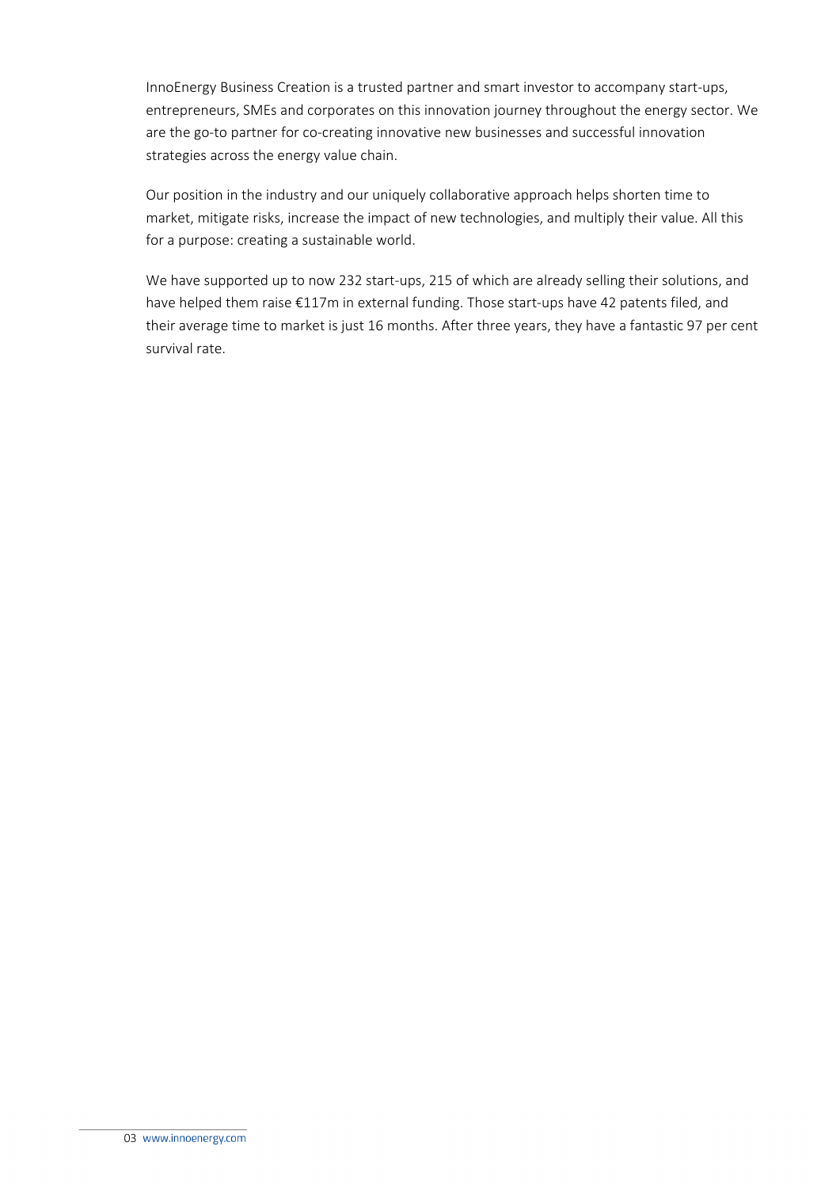InnoEnergy Business Creation is a trusted partner and smart investor to accompany start-ups, entrepreneurs, SMEs and corporates on this innovation journey throughout the energy sector. We are the go-to partner for co-creating innovative new businesses and successful innovation strategies across the energy value chain.

Our position in the industry and our uniquely collaborative approach helps shorten time to market, mitigate risks, increase the impact of new technologies, and multiply their value. All this for a purpose: creating a sustainable world.

We have supported up to now 232 start-ups, 215 of which are already selling their solutions, and have helped them raise €117m in external funding. Those start-ups have 42 patents filed, and their average time to market is just 16 months. After three years, they have a fantastic 97 per cent survival rate.